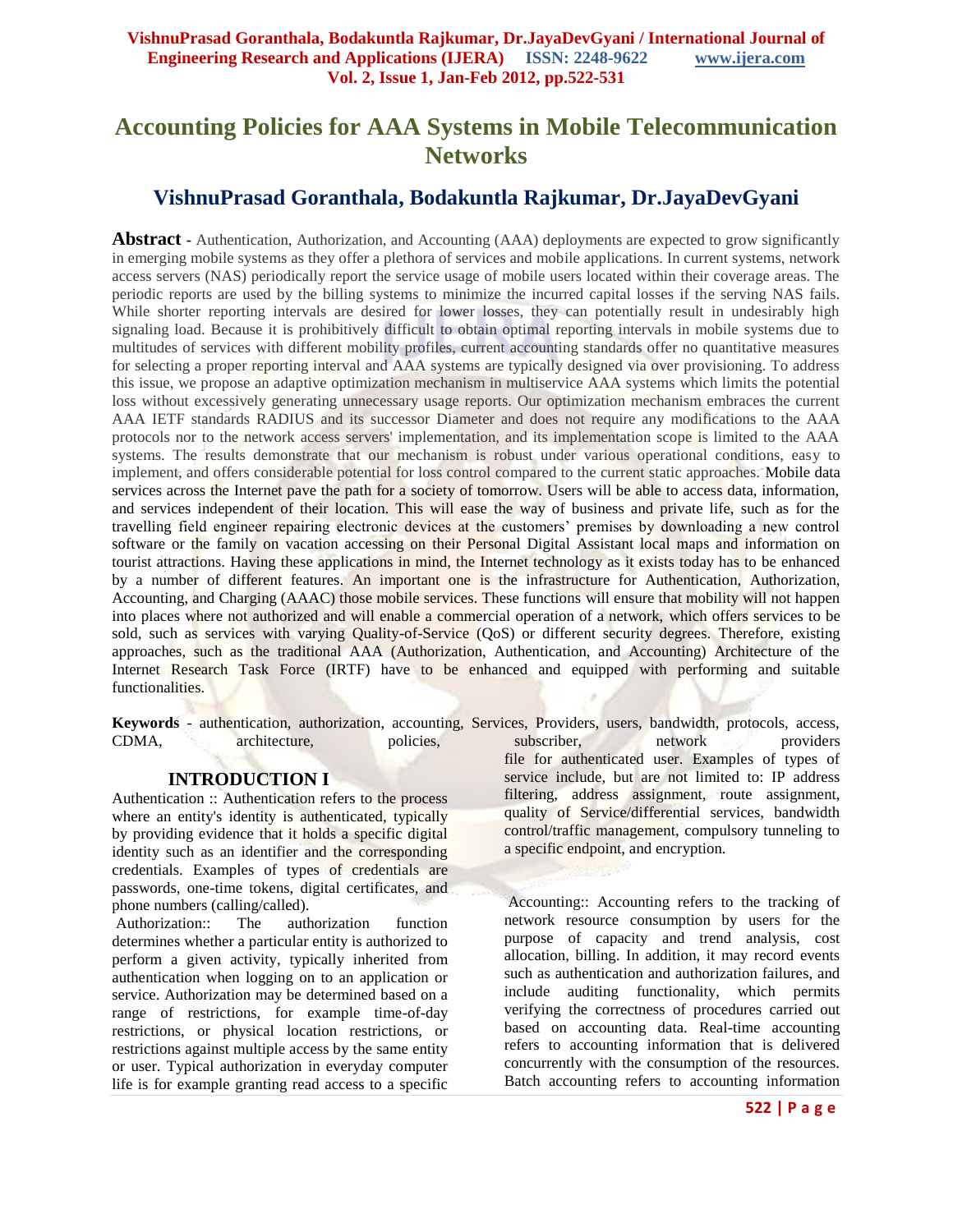# Accounting Policies for AAA Systems in Mobile Telecommunication Networks

## VishnuPrasad Goranthala, Bodakuntla Rajkumar, Dr.JayaDevGyani

**Abstract -** Authentication, Authorization, and Accounting (AAA) deployments are expected to grow significantly in emerging mobile systems as they offer a plethora of services and mobile applications. In current systems, network access servers (NAS) periodically report the service usage of mobile users located within their coverage areas. The periodic reports are used by the billing systems to minimize the incurred capital losses if the serving NAS fails. While shorter reporting intervals are desired for lower losses, they can potentially result in undesirably high signaling load. Because it is prohibitively difficult to obtain optimal reporting intervals in mobile systems due to multitudes of services with different mobility profiles, current accounting standards offer no quantitative measures for selecting a proper reporting interval and AAA systems are typically designed via over provisioning. To address this issue, we propose an adaptive optimization mechanism in multiservice AAA systems which limits the potential loss without excessively generating unnecessary usage reports. Our optimization mechanism embraces the current AAA IETF standards RADIUS and its successor Diameter and does not require any modifications to the AAA protocols nor to the network access servers' implementation, and its implementation scope is limited to the AAA systems. The results demonstrate that our mechanism is robust under various operational conditions, easy to implement, and offers considerable potential for loss control compared to the current static approaches. Mobile data services across the Internet pave the path for a society of tomorrow. Users will be able to access data, information, and services independent of their location. This will ease the way of business and private life, such as for the travelling field engineer repairing electronic devices at the customers' premises by downloading a new control software or the family on vacation accessing on their Personal Digital Assistant local maps and information on tourist attractions. Having these applications in mind, the Internet technology as it exists today has to be enhanced by a number of different features. An important one is the infrastructure for Authentication, Authorization, Accounting, and Charging (AAAC) those mobile services. These functions will ensure that mobility will not happen into places where not authorized and will enable a commercial operation of a network, which offers services to be sold, such as services with varying Quality-of-Service (QoS) or different security degrees. Therefore, existing approaches, such as the traditional AAA (Authorization, Authentication, and Accounting) Architecture of the Internet Research Task Force (IRTF) have to be enhanced and equipped with performing and suitable functionalities.

**Keywords** - authentication, authorization, accounting, Services, Providers, users, bandwidth, protocols, access, CDMA, architecture, policies, subscriber, network providers

## INTRODUCTION I

Authentication :: Authentication refers to the process where an entity's identity is authenticated, typically by providing evidence that it holds a specific digital identity such as an identifier and the corresponding credentials. Examples of types of credentials are passwords, one-time tokens, digital certificates, and phone numbers (calling/called).

Authorization:: The authorization function determines whether a particular entity is authorized to perform a given activity, typically inherited from authentication when logging on to an application or service. Authorization may be determined based on a range of restrictions, for example time-of-day restrictions, or physical location restrictions, or restrictions against multiple access by the same entity or user. Typical authorization in everyday computer life is for example granting read access to a specific file for authenticated user. Examples of types of service include, but are not limited to: IP address filtering, address assignment, route assignment, quality of Service/differential services, bandwidth control/traffic management, compulsory tunneling to a specific endpoint, and encryption.

Accounting:: Accounting refers to the tracking of network resource consumption by users for the purpose of capacity and trend analysis, cost allocation, billing. In addition, it may record events such as authentication and authorization failures, and include auditing functionality, which permits verifying the correctness of procedures carried out based on accounting data. Real-time accounting refers to accounting information that is delivered concurrently with the consumption of the resources. Batch accounting refers to accounting information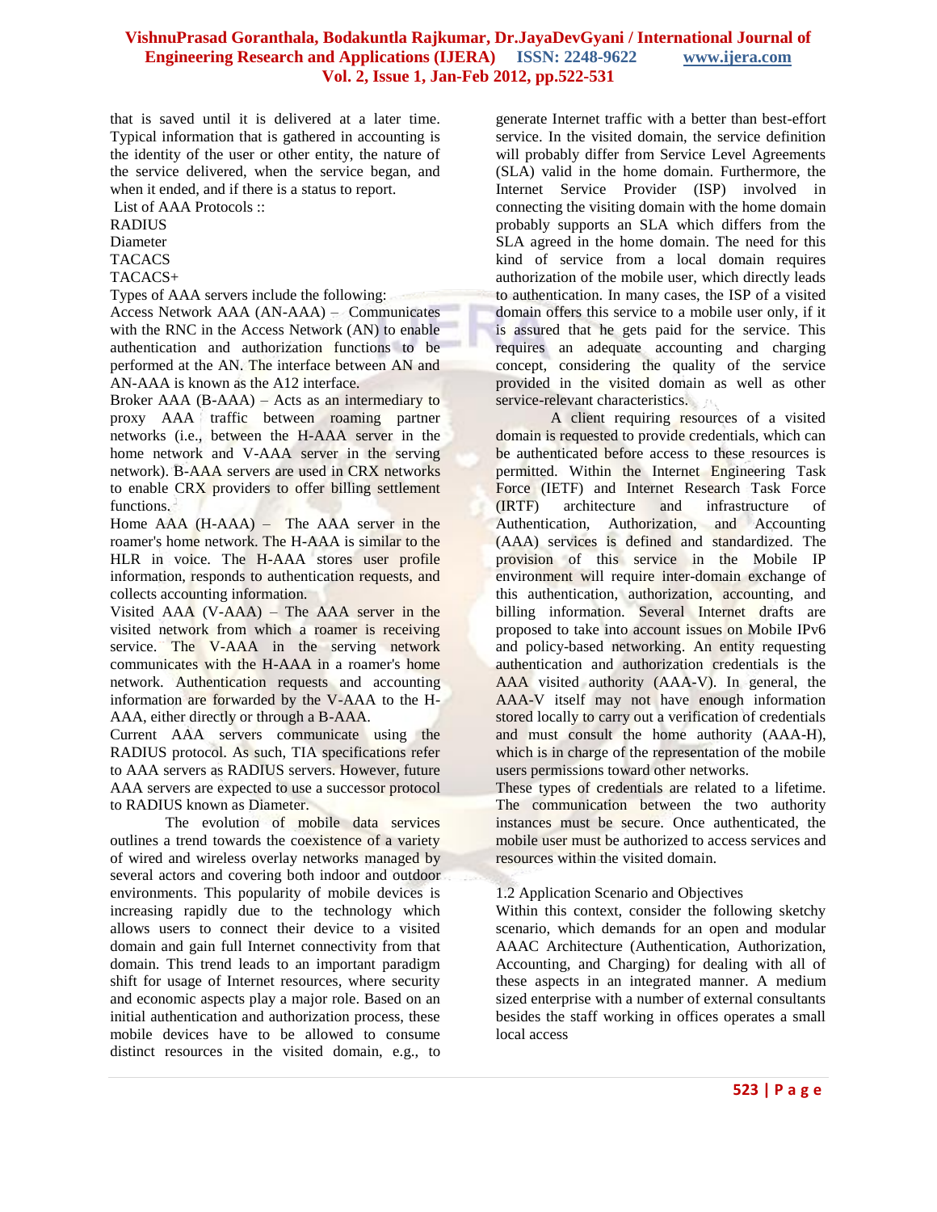that is saved until it is delivered at a later time. Typical information that is gathered in accounting is the identity of the user or other entity, the nature of the service delivered, when the service began, and when it ended, and if there is a status to report.

List of AAA Protocols ::

RADIUS
Diameter
TACACS
TACACS+

Types of AAA servers include the following:

Access Network AAA (AN-AAA) – Communicates with the RNC in the Access Network (AN) to enable authentication and authorization functions to be performed at the AN. The interface between AN and AN-AAA is known as the A12 interface.

Broker AAA (B-AAA) – Acts as an intermediary to proxy AAA traffic between roaming partner networks (i.e., between the H-AAA server in the home network and V-AAA server in the serving network). B-AAA servers are used in CRX networks to enable CRX providers to offer billing settlement functions.

Home AAA (H-AAA) – The AAA server in the roamer's home network. The H-AAA is similar to the HLR in voice. The H-AAA stores user profile information, responds to authentication requests, and collects accounting information.

Visited AAA (V-AAA) – The AAA server in the visited network from which a roamer is receiving service. The V-AAA in the serving network communicates with the H-AAA in a roamer's home network. Authentication requests and accounting information are forwarded by the V-AAA to the H-AAA, either directly or through a B-AAA.

Current AAA servers communicate using the RADIUS protocol. As such, TIA specifications refer to AAA servers as RADIUS servers. However, future AAA servers are expected to use a successor protocol to RADIUS known as Diameter.

The evolution of mobile data services outlines a trend towards the coexistence of a variety of wired and wireless overlay networks managed by several actors and covering both indoor and outdoor environments. This popularity of mobile devices is increasing rapidly due to the technology which allows users to connect their device to a visited domain and gain full Internet connectivity from that domain. This trend leads to an important paradigm shift for usage of Internet resources, where security and economic aspects play a major role. Based on an initial authentication and authorization process, these mobile devices have to be allowed to consume distinct resources in the visited domain, e.g., to generate Internet traffic with a better than best-effort service. In the visited domain, the service definition will probably differ from Service Level Agreements (SLA) valid in the home domain. Furthermore, the Internet Service Provider (ISP) involved in connecting the visiting domain with the home domain probably supports an SLA which differs from the SLA agreed in the home domain. The need for this kind of service from a local domain requires authorization of the mobile user, which directly leads to authentication. In many cases, the ISP of a visited domain offers this service to a mobile user only, if it is assured that he gets paid for the service. This requires an adequate accounting and charging concept, considering the quality of the service provided in the visited domain as well as other service-relevant characteristics.

A client requiring resources of a visited domain is requested to provide credentials, which can be authenticated before access to these resources is permitted. Within the Internet Engineering Task Force (IETF) and Internet Research Task Force (IRTF) architecture and infrastructure of Authentication, Authorization, and Accounting (AAA) services is defined and standardized. The provision of this service in the Mobile IP environment will require inter-domain exchange of this authentication, authorization, accounting, and billing information. Several Internet drafts are proposed to take into account issues on Mobile IPv6 and policy-based networking. An entity requesting authentication and authorization credentials is the AAA visited authority (AAA-V). In general, the AAA-V itself may not have enough information stored locally to carry out a verification of credentials and must consult the home authority (AAA-H), which is in charge of the representation of the mobile users permissions toward other networks.

These types of credentials are related to a lifetime. The communication between the two authority instances must be secure. Once authenticated, the mobile user must be authorized to access services and resources within the visited domain.

### 1.2 Application Scenario and Objectives

Within this context, consider the following sketchy scenario, which demands for an open and modular AAAC Architecture (Authentication, Authorization, Accounting, and Charging) for dealing with all of these aspects in an integrated manner. A medium sized enterprise with a number of external consultants besides the staff working in offices operates a small local access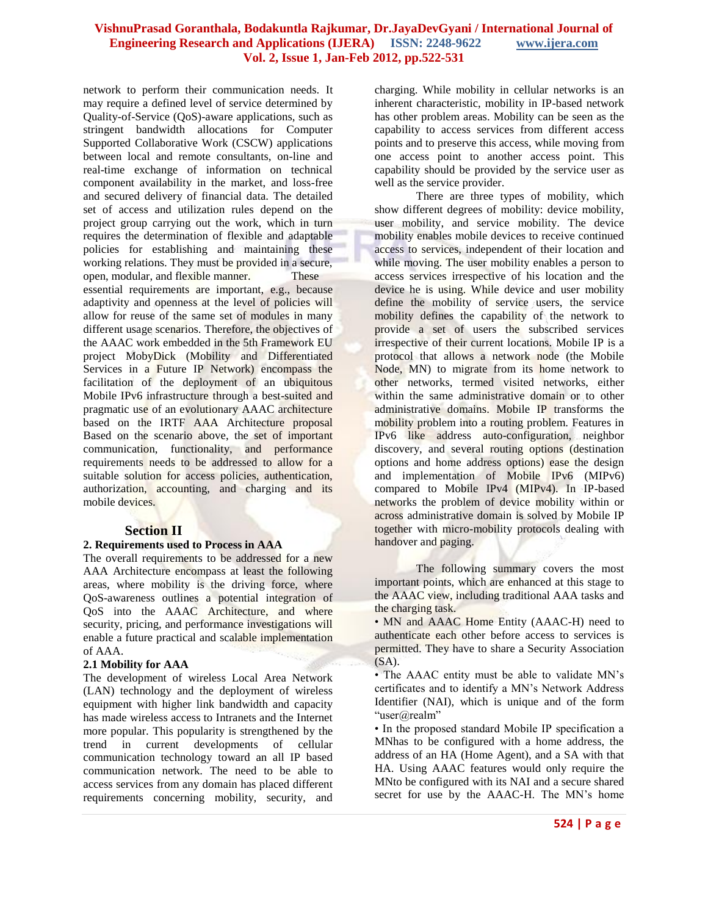network to perform their communication needs. It may require a defined level of service determined by Quality-of-Service (QoS)-aware applications, such as stringent bandwidth allocations for Computer Supported Collaborative Work (CSCW) applications between local and remote consultants, on-line and real-time exchange of information on technical component availability in the market, and loss-free and secured delivery of financial data. The detailed set of access and utilization rules depend on the project group carrying out the work, which in turn requires the determination of flexible and adaptable policies for establishing and maintaining these working relations. They must be provided in a secure, open, modular, and flexible manner. These essential requirements are important, e.g., because adaptivity and openness at the level of policies will allow for reuse of the same set of modules in many different usage scenarios. Therefore, the objectives of the AAAC work embedded in the 5th Framework EU project MobyDick (Mobility and Differentiated Services in a Future IP Network) encompass the facilitation of the deployment of an ubiquitous Mobile IPv6 infrastructure through a best-suited and pragmatic use of an evolutionary AAAC architecture based on the IRTF AAA Architecture proposal Based on the scenario above, the set of important communication, functionality, and performance requirements needs to be addressed to allow for a suitable solution for access policies, authentication, authorization, accounting, and charging and its mobile devices.

## Section II

### 2. Requirements used to Process in AAA

The overall requirements to be addressed for a new AAA Architecture encompass at least the following areas, where mobility is the driving force, where QoS-awareness outlines a potential integration of QoS into the AAAC Architecture, and where security, pricing, and performance investigations will enable a future practical and scalable implementation of AAA.

### 2.1 Mobility for AAA

The development of wireless Local Area Network (LAN) technology and the deployment of wireless equipment with higher link bandwidth and capacity has made wireless access to Intranets and the Internet more popular. This popularity is strengthened by the trend in current developments of cellular communication technology toward an all IP based communication network. The need to be able to access services from any domain has placed different requirements concerning mobility, security, and charging. While mobility in cellular networks is an inherent characteristic, mobility in IP-based network has other problem areas. Mobility can be seen as the capability to access services from different access points and to preserve this access, while moving from one access point to another access point. This capability should be provided by the service user as well as the service provider.

There are three types of mobility, which show different degrees of mobility: device mobility, user mobility, and service mobility. The device mobility enables mobile devices to receive continued access to services, independent of their location and while moving. The user mobility enables a person to access services irrespective of his location and the device he is using. While device and user mobility define the mobility of service users, the service mobility defines the capability of the network to provide a set of users the subscribed services irrespective of their current locations. Mobile IP is a protocol that allows a network node (the Mobile Node, MN) to migrate from its home network to other networks, termed visited networks, either within the same administrative domain or to other administrative domains. Mobile IP transforms the mobility problem into a routing problem. Features in IPv6 like address auto-configuration, neighbor discovery, and several routing options (destination options and home address options) ease the design and implementation of Mobile IPv6 (MIPv6) compared to Mobile IPv4 (MIPv4). In IP-based networks the problem of device mobility within or across administrative domain is solved by Mobile IP together with micro-mobility protocols dealing with handover and paging.

The following summary covers the most important points, which are enhanced at this stage to the AAAC view, including traditional AAA tasks and the charging task.

- MN and AAAC Home Entity (AAAC-H) need to authenticate each other before access to services is permitted. They have to share a Security Association (SA).
- The AAAC entity must be able to validate MN's certificates and to identify a MN's Network Address Identifier (NAI), which is unique and of the form "user@realm"
- In the proposed standard Mobile IP specification a MNhas to be configured with a home address, the address of an HA (Home Agent), and a SA with that HA. Using AAAC features would only require the MNto be configured with its NAI and a secure shared secret for use by the AAAC-H. The MN's home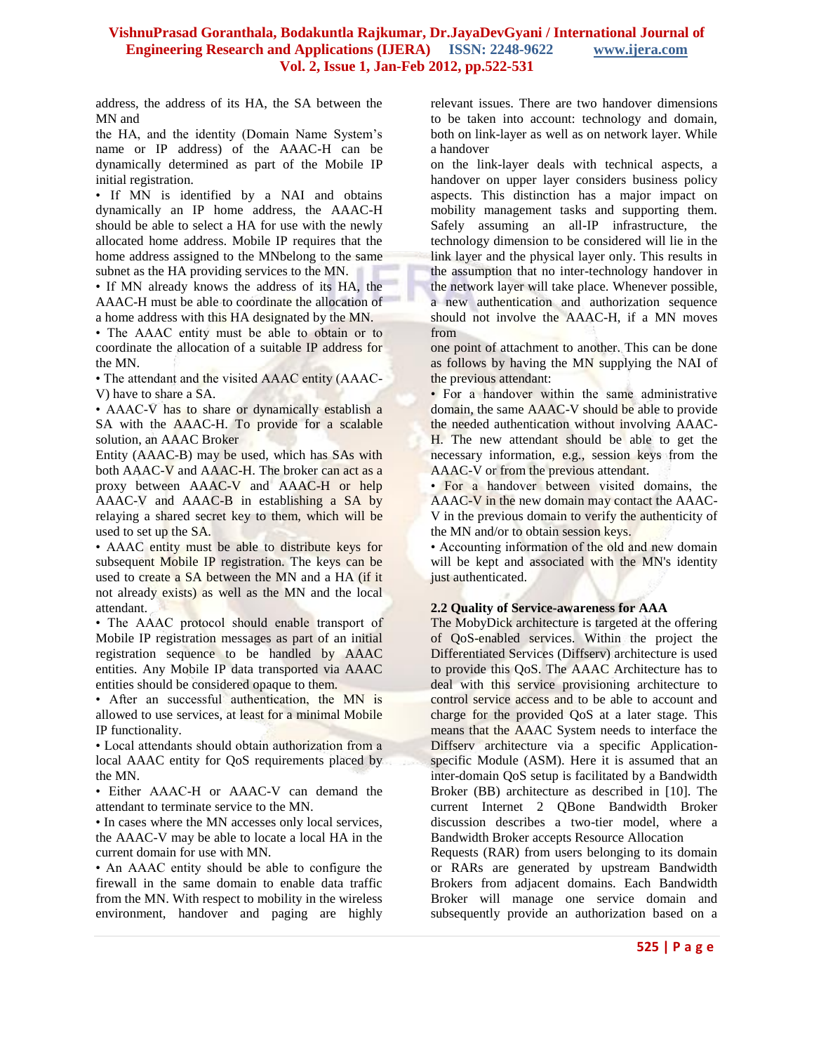address, the address of its HA, the SA between the MN and the HA, and the identity (Domain Name System's name or IP address) of the AAAC-H can be dynamically determined as part of the Mobile IP initial registration.

- If MN is identified by a NAI and obtains dynamically an IP home address, the AAAC-H should be able to select a HA for use with the newly allocated home address. Mobile IP requires that the home address assigned to the MNbelong to the same subnet as the HA providing services to the MN.
- If MN already knows the address of its HA, the AAAC-H must be able to coordinate the allocation of a home address with this HA designated by the MN.
- The AAAC entity must be able to obtain or to coordinate the allocation of a suitable IP address for the MN.
- The attendant and the visited AAAC entity (AAAC-V) have to share a SA.
- AAAC-V has to share or dynamically establish a SA with the AAAC-H. To provide for a scalable solution, an AAAC Broker Entity (AAAC-B) may be used, which has SAs with both AAAC-V and AAAC-H. The broker can act as a proxy between AAAC-V and AAAC-H or help AAAC-V and AAAC-B in establishing a SA by relaying a shared secret key to them, which will be used to set up the SA.
- AAAC entity must be able to distribute keys for subsequent Mobile IP registration. The keys can be used to create a SA between the MN and a HA (if it not already exists) as well as the MN and the local attendant.
- The AAAC protocol should enable transport of Mobile IP registration messages as part of an initial registration sequence to be handled by AAAC entities. Any Mobile IP data transported via AAAC entities should be considered opaque to them.
- After an successful authentication, the MN is allowed to use services, at least for a minimal Mobile IP functionality.
- Local attendants should obtain authorization from a local AAAC entity for QoS requirements placed by the MN.
- Either AAAC-H or AAAC-V can demand the attendant to terminate service to the MN.
- In cases where the MN accesses only local services, the AAAC-V may be able to locate a local HA in the current domain for use with MN.
- An AAAC entity should be able to configure the firewall in the same domain to enable data traffic from the MN. With respect to mobility in the wireless environment, handover and paging are highly relevant issues. There are two handover dimensions to be taken into account: technology and domain, both on link-layer as well as on network layer. While a handover on the link-layer deals with technical aspects, a handover on upper layer considers business policy aspects. This distinction has a major impact on mobility management tasks and supporting them. Safely assuming an all-IP infrastructure, the technology dimension to be considered will lie in the link layer and the physical layer only. This results in the assumption that no inter-technology handover in the network layer will take place. Whenever possible, a new authentication and authorization sequence should not involve the AAAC-H, if a MN moves from one point of attachment to another. This can be done as follows by having the MN supplying the NAI of the previous attendant:
- For a handover within the same administrative domain, the same AAAC-V should be able to provide the needed authentication without involving AAAC-H. The new attendant should be able to get the necessary information, e.g., session keys from the AAAC-V or from the previous attendant.
- For a handover between visited domains, the AAAC-V in the new domain may contact the AAAC-V in the previous domain to verify the authenticity of the MN and/or to obtain session keys.
- Accounting information of the old and new domain will be kept and associated with the MN's identity just authenticated.

### 2.2 Quality of Service-awareness for AAA

The MobyDick architecture is targeted at the offering of QoS-enabled services. Within the project the Differentiated Services (Diffserv) architecture is used to provide this QoS. The AAAC Architecture has to deal with this service provisioning architecture to control service access and to be able to account and charge for the provided QoS at a later stage. This means that the AAAC System needs to interface the Diffserv architecture via a specific Application-specific Module (ASM). Here it is assumed that an inter-domain QoS setup is facilitated by a Bandwidth Broker (BB) architecture as described in [10]. The current Internet 2 QBone Bandwidth Broker discussion describes a two-tier model, where a Bandwidth Broker accepts Resource Allocation Requests (RAR) from users belonging to its domain or RARs are generated by upstream Bandwidth Brokers from adjacent domains. Each Bandwidth Broker will manage one service domain and subsequently provide an authorization based on a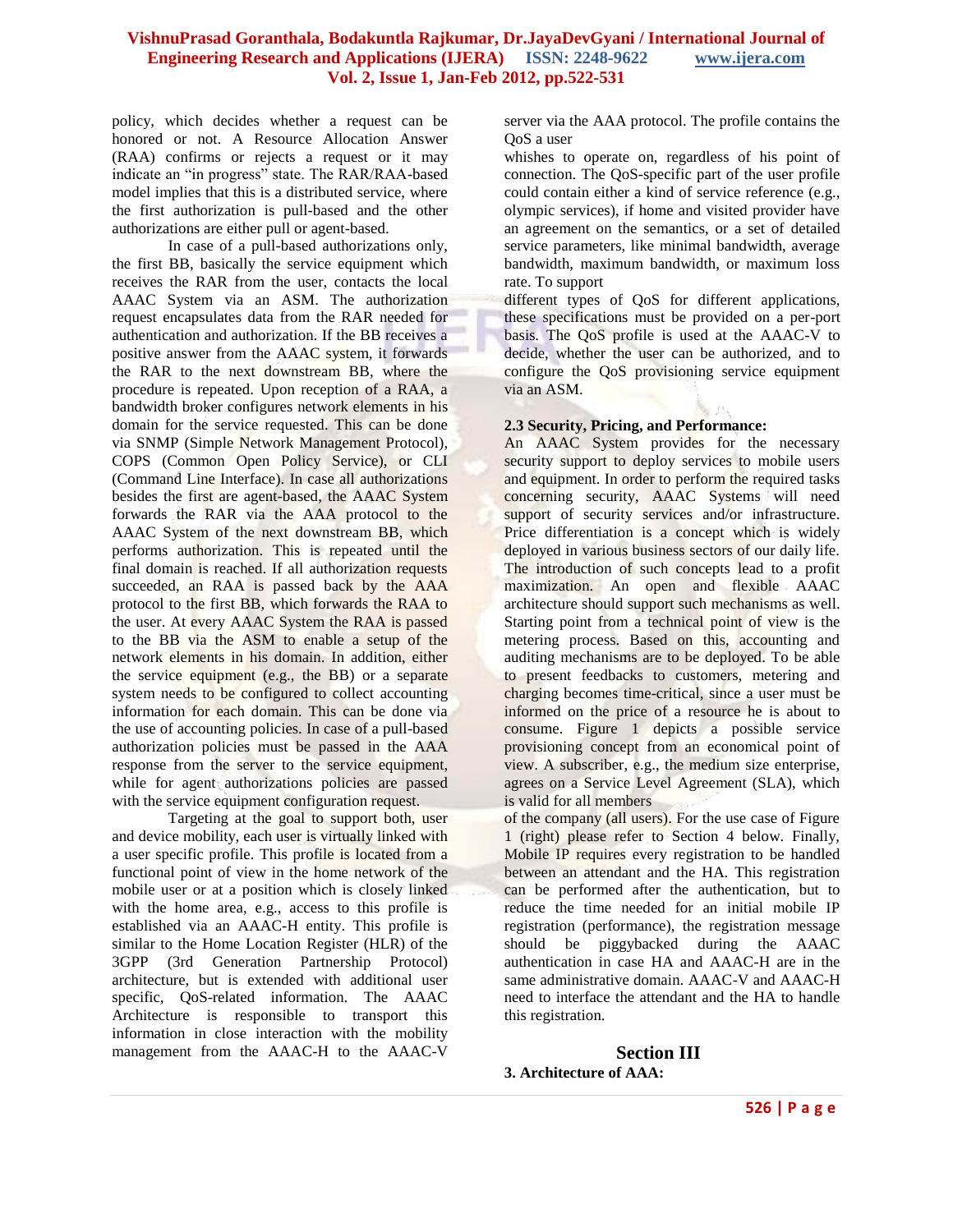policy, which decides whether a request can be honored or not. A Resource Allocation Answer (RAA) confirms or rejects a request or it may indicate an "in progress" state. The RAR/RAA-based model implies that this is a distributed service, where the first authorization is pull-based and the other authorizations are either pull or agent-based.

In case of a pull-based authorizations only, the first BB, basically the service equipment which receives the RAR from the user, contacts the local AAAC System via an ASM. The authorization request encapsulates data from the RAR needed for authentication and authorization. If the BB receives a positive answer from the AAAC system, it forwards the RAR to the next downstream BB, where the procedure is repeated. Upon reception of a RAA, a bandwidth broker configures network elements in his domain for the service requested. This can be done via SNMP (Simple Network Management Protocol), COPS (Common Open Policy Service), or CLI (Command Line Interface). In case all authorizations besides the first are agent-based, the AAAC System forwards the RAR via the AAA protocol to the AAAC System of the next downstream BB, which performs authorization. This is repeated until the final domain is reached. If all authorization requests succeeded, an RAA is passed back by the AAA protocol to the first BB, which forwards the RAA to the user. At every AAAC System the RAA is passed to the BB via the ASM to enable a setup of the network elements in his domain. In addition, either the service equipment (e.g., the BB) or a separate system needs to be configured to collect accounting information for each domain. This can be done via the use of accounting policies. In case of a pull-based authorization policies must be passed in the AAA response from the server to the service equipment, while for agent authorizations policies are passed with the service equipment configuration request.

Targeting at the goal to support both, user and device mobility, each user is virtually linked with a user specific profile. This profile is located from a functional point of view in the home network of the mobile user or at a position which is closely linked with the home area, e.g., access to this profile is established via an AAAC-H entity. This profile is similar to the Home Location Register (HLR) of the 3GPP (3rd Generation Partnership Protocol) architecture, but is extended with additional user specific, QoS-related information. The AAAC Architecture is responsible to transport this information in close interaction with the mobility management from the AAAC-H to the AAAC-V server via the AAA protocol. The profile contains the QoS a user

whishes to operate on, regardless of his point of connection. The QoS-specific part of the user profile could contain either a kind of service reference (e.g., olympic services), if home and visited provider have an agreement on the semantics, or a set of detailed service parameters, like minimal bandwidth, average bandwidth, maximum bandwidth, or maximum loss rate. To support

different types of QoS for different applications, these specifications must be provided on a per-port basis. The QoS profile is used at the AAAC-V to decide, whether the user can be authorized, and to configure the QoS provisioning service equipment via an ASM.

**2.3 Security, Pricing, and Performance:**

An AAAC System provides for the necessary security support to deploy services to mobile users and equipment. In order to perform the required tasks concerning security, AAAC Systems will need support of security services and/or infrastructure. Price differentiation is a concept which is widely deployed in various business sectors of our daily life. The introduction of such concepts lead to a profit maximization. An open and flexible AAAC architecture should support such mechanisms as well. Starting point from a technical point of view is the metering process. Based on this, accounting and auditing mechanisms are to be deployed. To be able to present feedbacks to customers, metering and charging becomes time-critical, since a user must be informed on the price of a resource he is about to consume. Figure 1 depicts a possible service provisioning concept from an economical point of view. A subscriber, e.g., the medium size enterprise, agrees on a Service Level Agreement (SLA), which is valid for all members

of the company (all users). For the use case of Figure 1 (right) please refer to Section 4 below. Finally, Mobile IP requires every registration to be handled between an attendant and the HA. This registration can be performed after the authentication, but to reduce the time needed for an initial mobile IP registration (performance), the registration message should be piggybacked during the AAAC authentication in case HA and AAAC-H are in the same administrative domain. AAAC-V and AAAC-H need to interface the attendant and the HA to handle this registration.

## Section III

**3. Architecture of AAA:**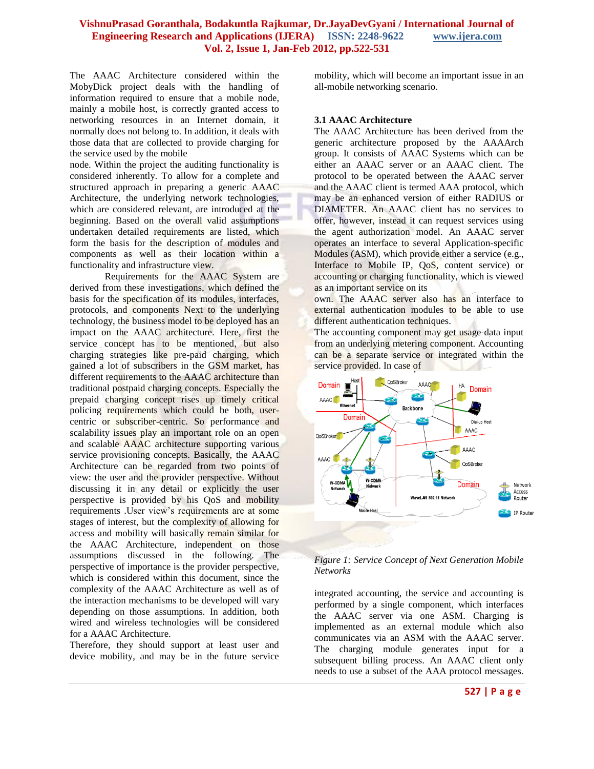The AAAC Architecture considered within the MobyDick project deals with the handling of information required to ensure that a mobile node, mainly a mobile host, is correctly granted access to networking resources in an Internet domain, it normally does not belong to. In addition, it deals with those data that are collected to provide charging for the service used by the mobile node. Within the project the auditing functionality is considered inherently. To allow for a complete and structured approach in preparing a generic AAAC Architecture, the underlying network technologies, which are considered relevant, are introduced at the beginning. Based on the overall valid assumptions undertaken detailed requirements are listed, which form the basis for the description of modules and components as well as their location within a functionality and infrastructure view.

Requirements for the AAAC System are derived from these investigations, which defined the basis for the specification of its modules, interfaces, protocols, and components Next to the underlying technology, the business model to be deployed has an impact on the AAAC architecture. Here, first the service concept has to be mentioned, but also charging strategies like pre-paid charging, which gained a lot of subscribers in the GSM market, has different requirements to the AAAC architecture than traditional postpaid charging concepts. Especially the prepaid charging concept rises up timely critical policing requirements which could be both, user-centric or subscriber-centric. So performance and scalability issues play an important role on an open and scalable AAAC architecture supporting various service provisioning concepts. Basically, the AAAC Architecture can be regarded from two points of view: the user and the provider perspective. Without discussing it in any detail or explicitly the user perspective is provided by his QoS and mobility requirements .User view's requirements are at some stages of interest, but the complexity of allowing for access and mobility will basically remain similar for the AAAC Architecture, independent on those assumptions discussed in the following. The perspective of importance is the provider perspective, which is considered within this document, since the complexity of the AAAC Architecture as well as of the interaction mechanisms to be developed will vary depending on those assumptions. In addition, both wired and wireless technologies will be considered for a AAAC Architecture.

Therefore, they should support at least user and device mobility, and may be in the future service mobility, which will become an important issue in an all-mobile networking scenario.

### 3.1 AAAC Architecture

The AAAC Architecture has been derived from the generic architecture proposed by the AAAArch group. It consists of AAAC Systems which can be either an AAAC server or an AAAC client. The protocol to be operated between the AAAC server and the AAAC client is termed AAA protocol, which may be an enhanced version of either RADIUS or DIAMETER. An AAAC client has no services to offer, however, instead it can request services using the agent authorization model. An AAAC server operates an interface to several Application-specific Modules (ASM), which provide either a service (e.g., Interface to Mobile IP, QoS, content service) or accounting or charging functionality, which is viewed as an important service on its own. The AAAC server also has an interface to external authentication modules to be able to use different authentication techniques.

The accounting component may get usage data input from an underlying metering component. Accounting can be a separate service or integrated within the service provided. In case of integrated accounting, the service and accounting is performed by a single component, which interfaces the AAAC server via one ASM. Charging is implemented as an external module which also communicates via an ASM with the AAAC server. The charging module generates input for a subsequent billing process. An AAAC client only needs to use a subset of the AAA protocol messages.

*Figure 1: Service Concept of Next Generation Mobile Networks*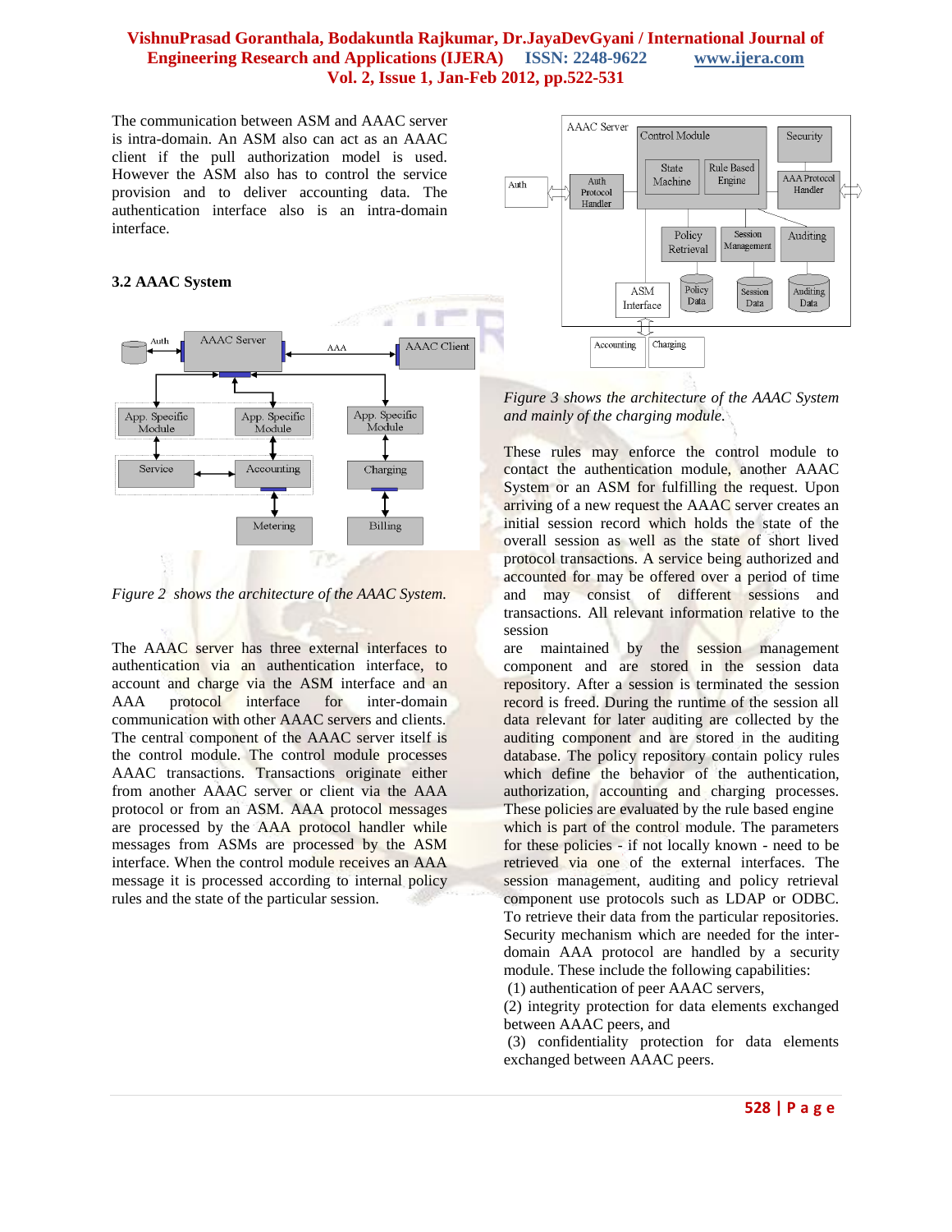The communication between ASM and AAAC server is intra-domain. An ASM also can act as an AAAC client if the pull authorization model is used. However the ASM also has to control the service provision and to deliver accounting data. The authentication interface also is an intra-domain interface.

### 3.2 AAAC System

*Figure 2 shows the architecture of the AAAC System.*

The AAAC server has three external interfaces to authentication via an authentication interface, to account and charge via the ASM interface and an AAA protocol interface for inter-domain communication with other AAAC servers and clients. The central component of the AAAC server itself is the control module. The control module processes AAAC transactions. Transactions originate either from another AAAC server or client via the AAA protocol or from an ASM. AAA protocol messages are processed by the AAA protocol handler while messages from ASMs are processed by the ASM interface. When the control module receives an AAA message it is processed according to internal policy rules and the state of the particular session.

*Figure 3 shows the architecture of the AAAC System and mainly of the charging module.*

These rules may enforce the control module to contact the authentication module, another AAAC System or an ASM for fulfilling the request. Upon arriving of a new request the AAAC server creates an initial session record which holds the state of the overall session as well as the state of short lived protocol transactions. A service being authorized and accounted for may be offered over a period of time and may consist of different sessions and transactions. All relevant information relative to the session are maintained by the session management component and are stored in the session data repository. After a session is terminated the session record is freed. During the runtime of the session all data relevant for later auditing are collected by the auditing component and are stored in the auditing database. The policy repository contain policy rules which define the behavior of the authentication, authorization, accounting and charging processes. These policies are evaluated by the rule based engine which is part of the control module. The parameters for these policies - if not locally known - need to be retrieved via one of the external interfaces. The session management, auditing and policy retrieval component use protocols such as LDAP or ODBC. To retrieve their data from the particular repositories. Security mechanism which are needed for the inter-domain AAA protocol are handled by a security module. These include the following capabilities:

(1) authentication of peer AAAC servers,

(2) integrity protection for data elements exchanged between AAAC peers, and

(3) confidentiality protection for data elements exchanged between AAAC peers.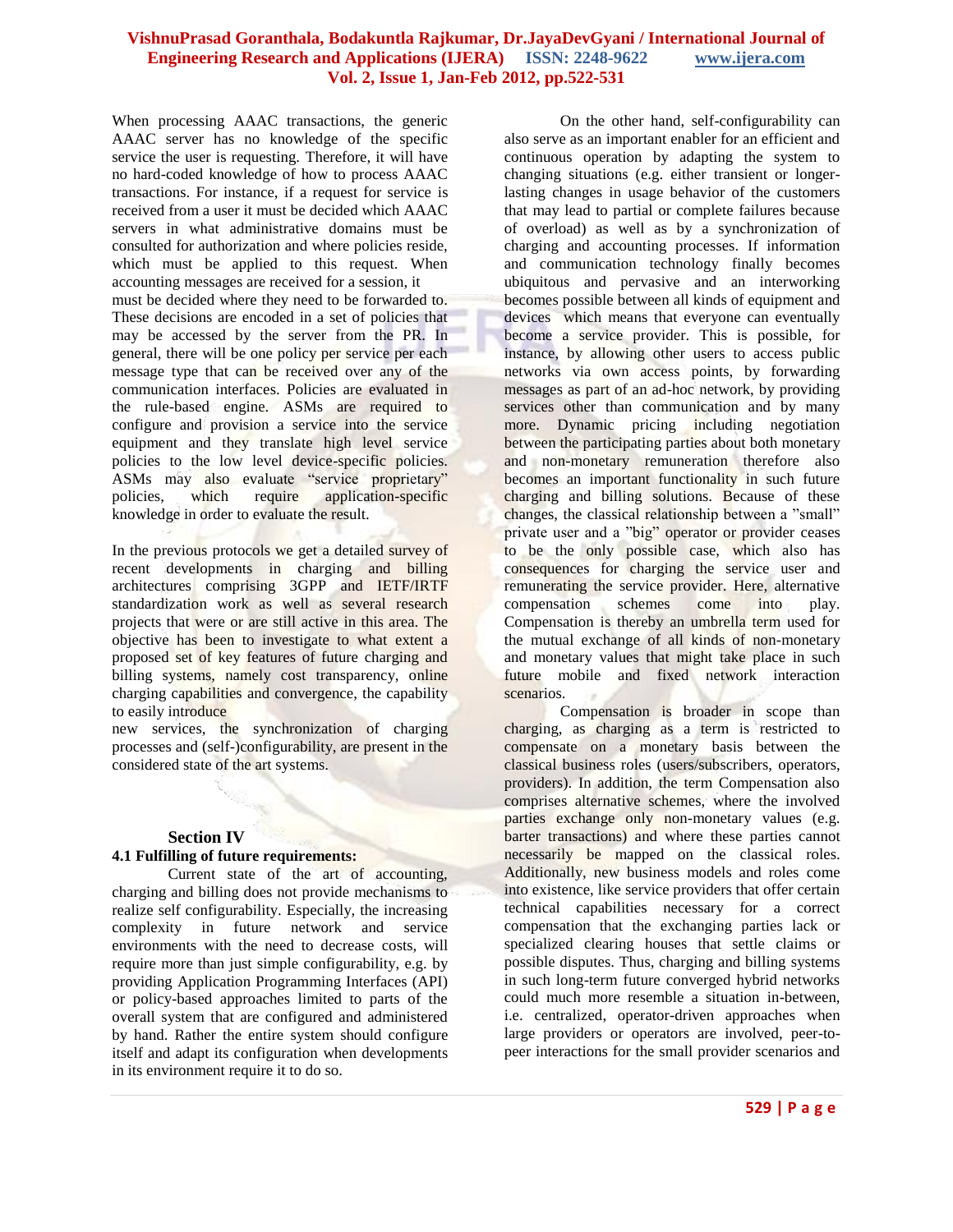When processing AAAC transactions, the generic AAAC server has no knowledge of the specific service the user is requesting. Therefore, it will have no hard-coded knowledge of how to process AAAC transactions. For instance, if a request for service is received from a user it must be decided which AAAC servers in what administrative domains must be consulted for authorization and where policies reside, which must be applied to this request. When accounting messages are received for a session, it must be decided where they need to be forwarded to. These decisions are encoded in a set of policies that may be accessed by the server from the PR. In general, there will be one policy per service per each message type that can be received over any of the communication interfaces. Policies are evaluated in the rule-based engine. ASMs are required to configure and provision a service into the service equipment and they translate high level service policies to the low level device-specific policies. ASMs may also evaluate "service proprietary" policies, which require application-specific knowledge in order to evaluate the result.

In the previous protocols we get a detailed survey of recent developments in charging and billing architectures comprising 3GPP and IETF/IRTF standardization work as well as several research projects that were or are still active in this area. The objective has been to investigate to what extent a proposed set of key features of future charging and billing systems, namely cost transparency, online charging capabilities and convergence, the capability to easily introduce new services, the synchronization of charging processes and (self-)configurability, are present in the considered state of the art systems.

## Section IV

### 4.1 Fulfilling of future requirements:

Current state of the art accounting, charging and billing does not provide mechanisms to realize self configurability. Especially, the increasing complexity in future network and service environments with the need to decrease costs, will require more than just simple configurability, e.g. by providing Application Programming Interfaces (API) or policy-based approaches limited to parts of the overall system that are configured and administered by hand. Rather the entire system should configure itself and adapt its configuration when developments in its environment require it to do so.

On the other hand, self-configurability can also serve as an important enabler for an efficient and continuous operation by adapting the system to changing situations (e.g. either transient or longer-lasting changes in usage behavior of the customers that may lead to partial or complete failures because of overload) as well as by a synchronization of charging and accounting processes. If information and communication technology finally becomes ubiquitous and pervasive and an interworking becomes possible between all kinds of equipment and devices which means that everyone can eventually become a service provider. This is possible, for instance, by allowing other users to access public networks via own access points, by forwarding messages as part of an ad-hoc network, by providing services other than communication and by many more. Dynamic pricing including negotiation between the participating parties about both monetary and non-monetary remuneration therefore also becomes an important functionality in such future charging and billing solutions. Because of these changes, the classical relationship between a "small" private user and a "big" operator or provider ceases to be the only possible case, which also has consequences for charging the service user and remunerating the service provider. Here, alternative compensation schemes come into play. Compensation is thereby an umbrella term used for the mutual exchange of all kinds of non-monetary and monetary values that might take place in such future mobile and fixed network interaction scenarios.

Compensation is broader in scope than charging, as charging as a term is restricted to compensate on a monetary basis between the classical business roles (users/subscribers, operators, providers). In addition, the term Compensation also comprises alternative schemes, where the involved parties exchange only non-monetary values (e.g. barter transactions) and where these parties cannot necessarily be mapped on the classical roles. Additionally, new business models and roles come into existence, like service providers that offer certain technical capabilities necessary for a correct compensation that the exchanging parties lack or specialized clearing houses that settle claims or possible disputes. Thus, charging and billing systems in such long-term future converged hybrid networks could much more resemble a situation in-between, i.e. centralized, operator-driven approaches when large providers or operators are involved, peer-to-peer interactions for the small provider scenarios and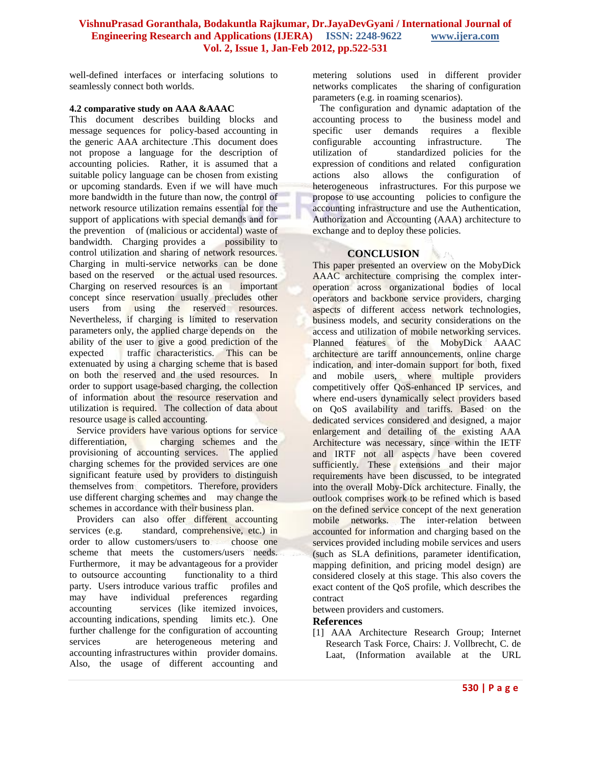well-defined interfaces or interfacing solutions to seamlessly connect both worlds.

### 4.2 comparative study on AAA &AAAC

This document describes building blocks and message sequences for policy-based accounting in the generic AAA architecture .This document does not propose a language for the description of accounting policies. Rather, it is assumed that a suitable policy language can be chosen from existing or upcoming standards. Even if we will have much more bandwidth in the future than now, the control of network resource utilization remains essential for the support of applications with special demands and for the prevention of (malicious or accidental) waste of bandwidth. Charging provides a possibility to control utilization and sharing of network resources. Charging in multi-service networks can be done based on the reserved or the actual used resources. Charging on reserved resources is an important concept since reservation usually precludes other users from using the reserved resources. Nevertheless, if charging is limited to reservation parameters only, the applied charge depends on the ability of the user to give a good prediction of the expected traffic characteristics. This can be extenuated by using a charging scheme that is based on both the reserved and the used resources. In order to support usage-based charging, the collection of information about the resource reservation and utilization is required. The collection of data about resource usage is called accounting.

Service providers have various options for service differentiation, charging schemes and the provisioning of accounting services. The applied charging schemes for the provided services are one significant feature used by providers to distinguish themselves from competitors. Therefore, providers use different charging schemes and may change the schemes in accordance with their business plan.

Providers can also offer different accounting services (e.g. standard, comprehensive, etc.) in order to allow customers/users to choose one scheme that meets the customers/users needs. Furthermore, it may be advantageous for a provider to outsource accounting functionality to a third party. Users introduce various traffic profiles and may have individual preferences regarding accounting services (like itemized invoices, accounting indications, spending limits etc.). One further challenge for the configuration of accounting services are heterogeneous metering and accounting infrastructures within provider domains. Also, the usage of different accounting and metering solutions used in different provider networks complicates the sharing of configuration parameters (e.g. in roaming scenarios).

The configuration and dynamic adaptation of the accounting process to the business model and specific user demands requires a flexible configurable accounting infrastructure. The utilization of standardized policies for the expression of conditions and related configuration actions also allows the configuration of heterogeneous infrastructures. For this purpose we propose to use accounting policies to configure the accounting infrastructure and use the Authentication, Authorization and Accounting (AAA) architecture to exchange and to deploy these policies.

## CONCLUSION

This paper presented an overview on the MobyDick AAAC architecture comprising the complex inter-operation across organizational bodies of local operators and backbone service providers, charging aspects of different access network technologies, business models, and security considerations on the access and utilization of mobile networking services. Planned features of the MobyDick AAAC architecture are tariff announcements, online charge indication, and inter-domain support for both, fixed and mobile users, where multiple providers competitively offer QoS-enhanced IP services, and where end-users dynamically select providers based on QoS availability and tariffs. Based on the dedicated services considered and designed, a major enlargement and detailing of the existing AAA Architecture was necessary, since within the IETF and IRTF not all aspects have been covered sufficiently. These extensions and their major requirements have been discussed, to be integrated into the overall Moby-Dick architecture. Finally, the outlook comprises work to be refined which is based on the defined service concept of the next generation mobile networks. The inter-relation between accounted for information and charging based on the services provided including mobile services and users (such as SLA definitions, parameter identification, mapping definition, and pricing model design) are considered closely at this stage. This also covers the exact content of the QoS profile, which describes the contract
between providers and customers.

## References

[1] AAA Architecture Research Group; Internet Research Task Force, Chairs: J. Vollbrecht, C. de Laat, (Information available at the URL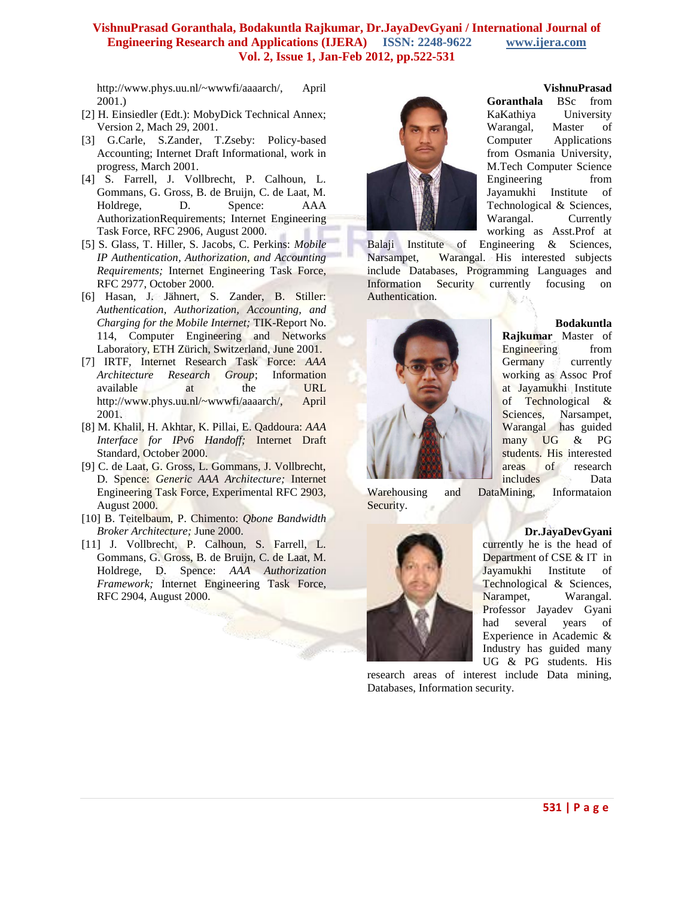http://www.phys.uu.nl/~wwwfi/aaaarch/, April 2001.)

[2] H. Einsiedler (Edt.): MobyDick Technical Annex; Version 2, Mach 29, 2001.

[3] G.Carle, S.Zander, T.Zseby: Policy-based Accounting; Internet Draft Informational, work in progress, March 2001.

[4] S. Farrell, J. Vollbrecht, P. Calhoun, L. Gommans, G. Gross, B. de Bruijn, C. de Laat, M. Holdrege, D. Spence: AAA AuthorizationRequirements; Internet Engineering Task Force, RFC 2906, August 2000.

[5] S. Glass, T. Hiller, S. Jacobs, C. Perkins: *Mobile IP Authentication, Authorization, and Accounting Requirements;* Internet Engineering Task Force, RFC 2977, October 2000.

[6] Hasan, J. Jähnert, S. Zander, B. Stiller: *Authentication, Authorization, Accounting, and Charging for the Mobile Internet;* TIK-Report No. 114, Computer Engineering and Networks Laboratory, ETH Zürich, Switzerland, June 2001.

[7] IRTF, Internet Research Task Force: *AAA Architecture Research Group*; Information available at the URL http://www.phys.uu.nl/~wwwfi/aaaarch/, April 2001.

[8] M. Khalil, H. Akhtar, K. Pillai, E. Qaddoura: *AAA Interface for IPv6 Handoff;* Internet Draft Standard, October 2000.

[9] C. de Laat, G. Gross, L. Gommans, J. Vollbrecht, D. Spence: *Generic AAA Architecture;* Internet Engineering Task Force, Experimental RFC 2903, August 2000.

[10] B. Teitelbaum, P. Chimento: *Qbone Bandwidth Broker Architecture;* June 2000.

[11] J. Vollbrecht, P. Calhoun, S. Farrell, L. Gommans, G. Gross, B. de Bruijn, C. de Laat, M. Holdrege, D. Spence: *AAA Authorization Framework;* Internet Engineering Task Force, RFC 2904, August 2000.

**VishnuPrasad Goranthala** BSc from KaKathiya University Warangal, Master of Computer Applications from Osmania University, M.Tech Computer Science Engineering from Jayamukhi Institute of Technological & Sciences, Warangal. Currently working as Asst.Prof at Balaji Institute of Engineering & Sciences, Narsampet, Warangal. His interested subjects include Databases, Programming Languages and Information Security currently focusing on Authentication.

**Bodakuntla Rajkumar** Master of Engineering from Germany currently working as Assoc Prof at Jayamukhi Institute of Technological & Sciences, Narsampet, Warangal has guided many UG & PG students. His interested areas of research includes Data Warehousing and DataMining, Informataion Security.

**Dr.JayaDevGyani** currently he is the head of Department of CSE & IT in Jayamukhi Institute of Technological & Sciences, Narampet, Warangal. Professor Jayadev Gyani had several years of Experience in Academic & Industry has guided many UG & PG students. His research areas of interest include Data mining, Databases, Information security.